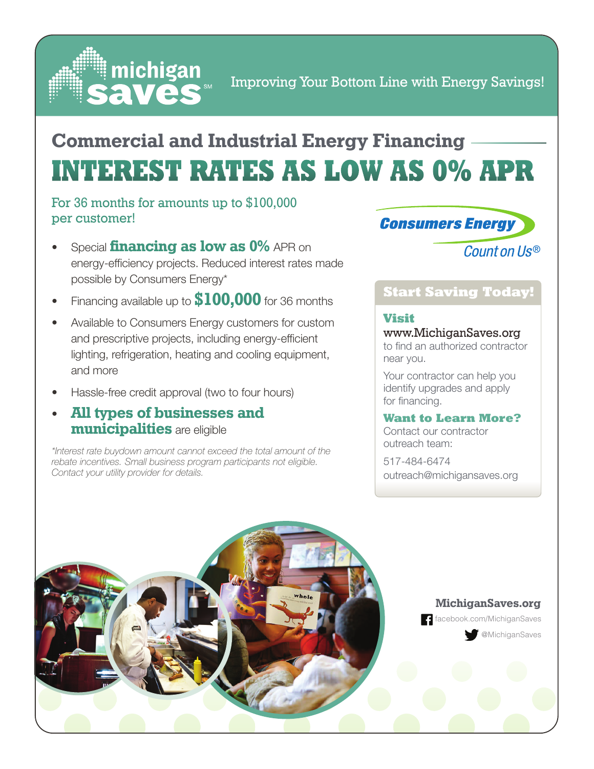**michigan saves**℠

Improving Your Bottom Line with Energy Savings!

## Commercial and Industrial Energy Financing

# INTEREST RATES AS LOW AS 0% APR

For 36 months for amounts up to $100,000 per customer!

- Special **financing as low as 0%** APR on energy-efficiency projects. Reduced interest rates made possible by Consumers Energy*
- Financing available up to **$100,000** for 36 months
- Available to Consumers Energy customers for custom and prescriptive projects, including energy-efficient lighting, refrigeration, heating and cooling equipment, and more
- Hassle-free credit approval (two to four hours)
- **All types of businesses and municipalities** are eligible

*\*Interest rate buydown amount cannot exceed the total amount of the rebate incentives. Small business program participants not eligible. Contact your utility provider for details.*

Consumers Energy
Count on Us®

### Start Saving Today!

**Visit**
www.MichiganSaves.org
to find an authorized contractor near you.

Your contractor can help you identify upgrades and apply for financing.

**Want to Learn More?**
Contact our contractor outreach team:

517-484-6474
outreach@michigansaves.org

**MichiganSaves.org**
facebook.com/MichiganSaves
@MichiganSaves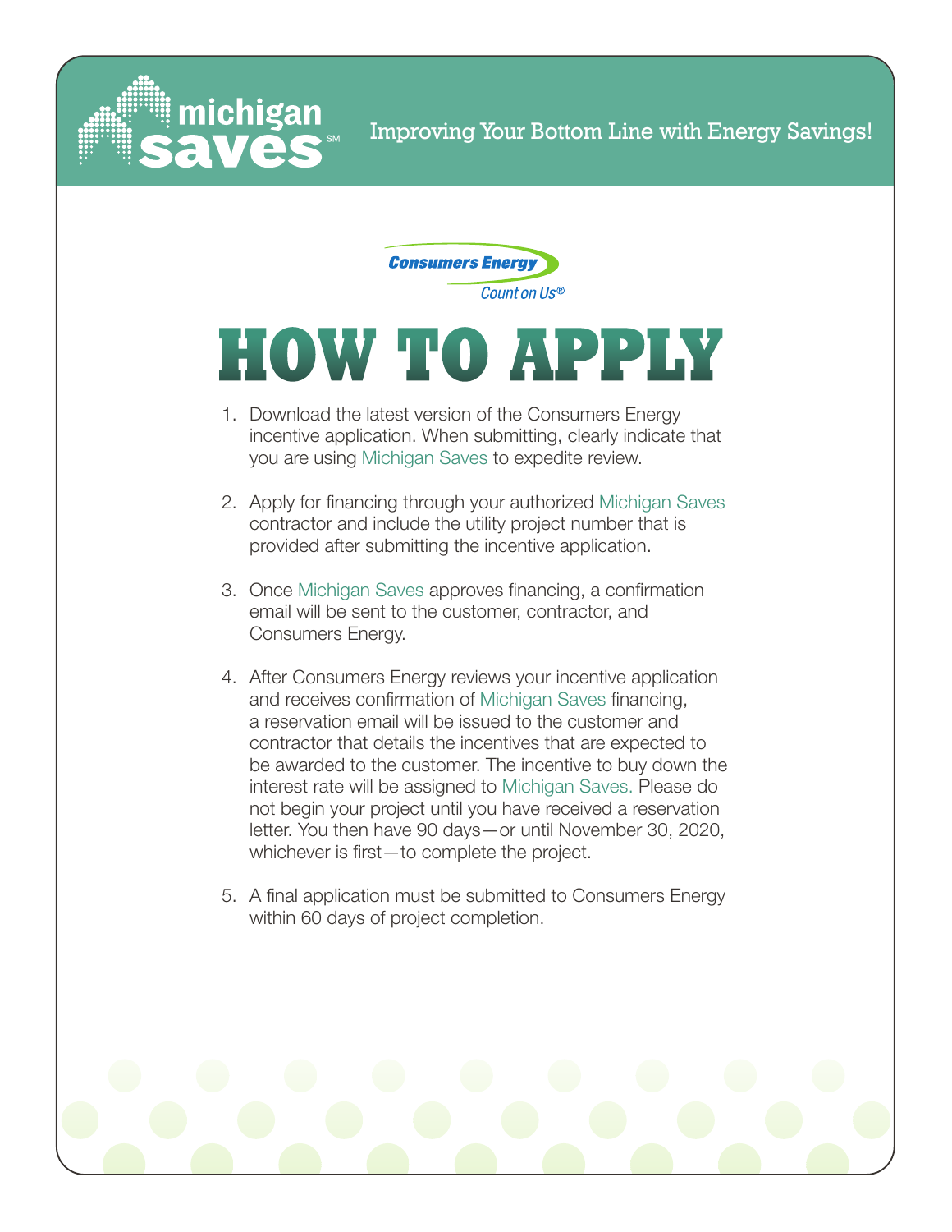michigan saves℠

Improving Your Bottom Line with Energy Savings!

Consumers Energy

Count on Us®

# HOW TO APPLY

1. Download the latest version of the Consumers Energy incentive application. When submitting, clearly indicate that you are using Michigan Saves to expedite review.

2. Apply for financing through your authorized Michigan Saves contractor and include the utility project number that is provided after submitting the incentive application.

3. Once Michigan Saves approves financing, a confirmation email will be sent to the customer, contractor, and Consumers Energy.

4. After Consumers Energy reviews your incentive application and receives confirmation of Michigan Saves financing, a reservation email will be issued to the customer and contractor that details the incentives that are expected to be awarded to the customer. The incentive to buy down the interest rate will be assigned to Michigan Saves. Please do not begin your project until you have received a reservation letter. You then have 90 days—or until November 30, 2020, whichever is first—to complete the project.

5. A final application must be submitted to Consumers Energy within 60 days of project completion.